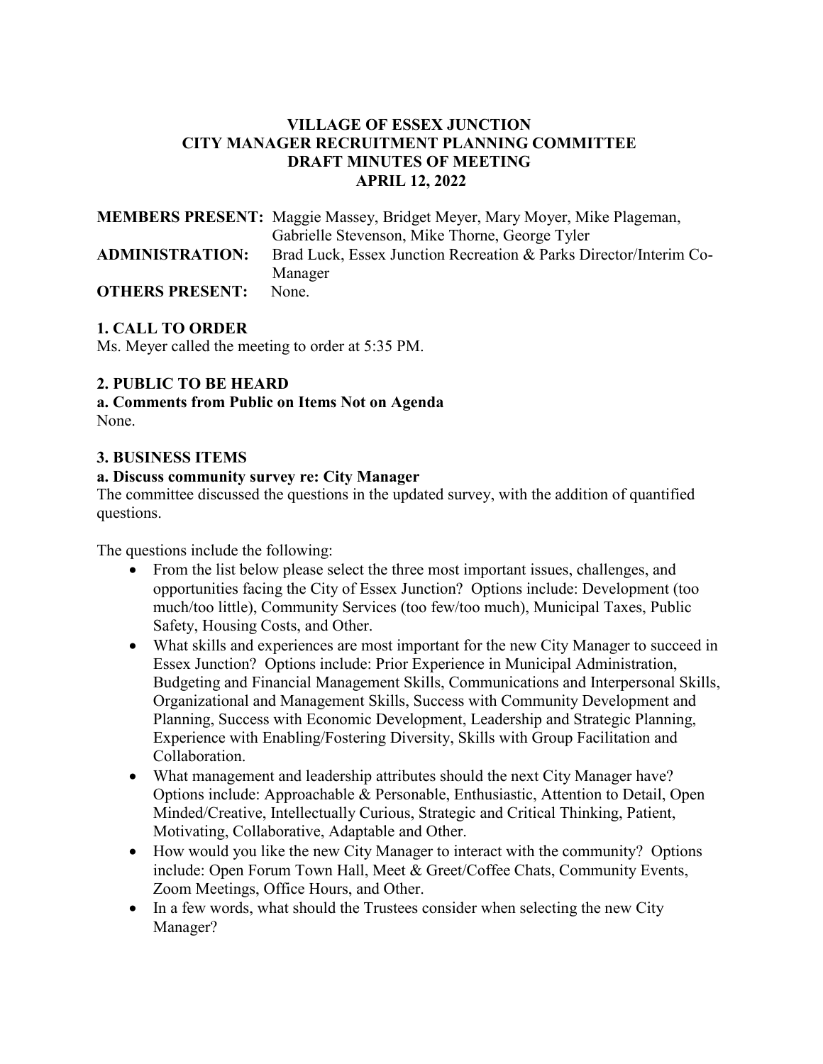# VILLAGE OF ESSEX JUNCTION
# CITY MANAGER RECRUITMENT PLANNING COMMITTEE
# DRAFT MINUTES OF MEETING
# APRIL 12, 2022

**MEMBERS PRESENT:** Maggie Massey, Bridget Meyer, Mary Moyer, Mike Plageman, Gabrielle Stevenson, Mike Thorne, George Tyler

**ADMINISTRATION:** Brad Luck, Essex Junction Recreation & Parks Director/Interim Co-Manager

**OTHERS PRESENT:** None.

## 1. CALL TO ORDER

Ms. Meyer called the meeting to order at 5:35 PM.

## 2. PUBLIC TO BE HEARD

### a. Comments from Public on Items Not on Agenda

None.

## 3. BUSINESS ITEMS

### a. Discuss community survey re: City Manager

The committee discussed the questions in the updated survey, with the addition of quantified questions.

The questions include the following:

- From the list below please select the three most important issues, challenges, and opportunities facing the City of Essex Junction? Options include: Development (too much/too little), Community Services (too few/too much), Municipal Taxes, Public Safety, Housing Costs, and Other.
- What skills and experiences are most important for the new City Manager to succeed in Essex Junction? Options include: Prior Experience in Municipal Administration, Budgeting and Financial Management Skills, Communications and Interpersonal Skills, Organizational and Management Skills, Success with Community Development and Planning, Success with Economic Development, Leadership and Strategic Planning, Experience with Enabling/Fostering Diversity, Skills with Group Facilitation and Collaboration.
- What management and leadership attributes should the next City Manager have? Options include: Approachable & Personable, Enthusiastic, Attention to Detail, Open Minded/Creative, Intellectually Curious, Strategic and Critical Thinking, Patient, Motivating, Collaborative, Adaptable and Other.
- How would you like the new City Manager to interact with the community? Options include: Open Forum Town Hall, Meet & Greet/Coffee Chats, Community Events, Zoom Meetings, Office Hours, and Other.
- In a few words, what should the Trustees consider when selecting the new City Manager?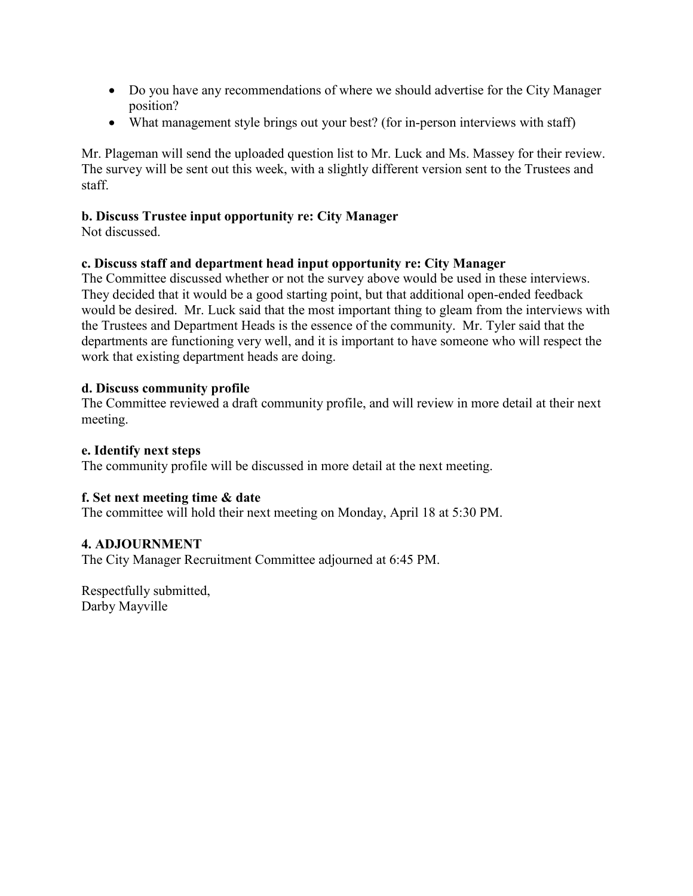- Do you have any recommendations of where we should advertise for the City Manager position?
- What management style brings out your best? (for in-person interviews with staff)

Mr. Plageman will send the uploaded question list to Mr. Luck and Ms. Massey for their review. The survey will be sent out this week, with a slightly different version sent to the Trustees and staff.

**b. Discuss Trustee input opportunity re: City Manager**
Not discussed.

**c. Discuss staff and department head input opportunity re: City Manager**
The Committee discussed whether or not the survey above would be used in these interviews. They decided that it would be a good starting point, but that additional open-ended feedback would be desired. Mr. Luck said that the most important thing to gleam from the interviews with the Trustees and Department Heads is the essence of the community. Mr. Tyler said that the departments are functioning very well, and it is important to have someone who will respect the work that existing department heads are doing.

**d. Discuss community profile**
The Committee reviewed a draft community profile, and will review in more detail at their next meeting.

**e. Identify next steps**
The community profile will be discussed in more detail at the next meeting.

**f. Set next meeting time & date**
The committee will hold their next meeting on Monday, April 18 at 5:30 PM.

**4. ADJOURNMENT**
The City Manager Recruitment Committee adjourned at 6:45 PM.

Respectfully submitted,
Darby Mayville